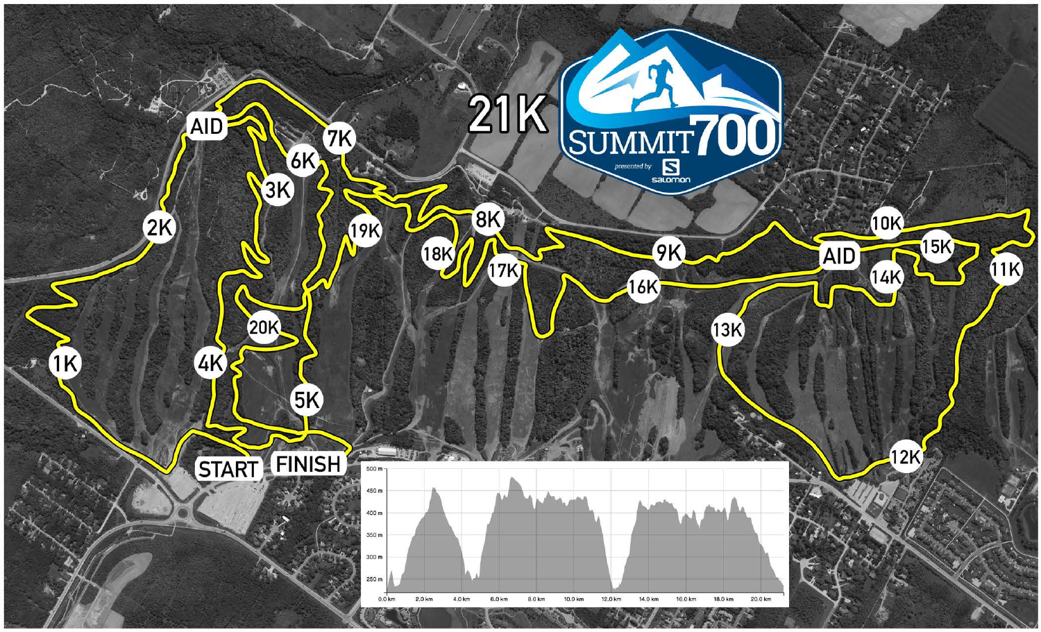# 21K

**SUMMIT700**

*presented by* SALOMON

START

FINISH

AID

AID

1K, 2K, 3K, 4K, 5K, 6K, 7K, 8K, 9K, 10K, 11K, 12K, 13K, 14K, 15K, 16K, 17K, 18K, 19K, 20K

500 m
450 m
400 m
350 m
300 m
250 m

0.0 km, 2.0 km, 4.0 km, 6.0 km, 8.0 km, 10.0 km, 12.0 km, 14.0 km, 16.0 km, 18.0 km, 20.0 km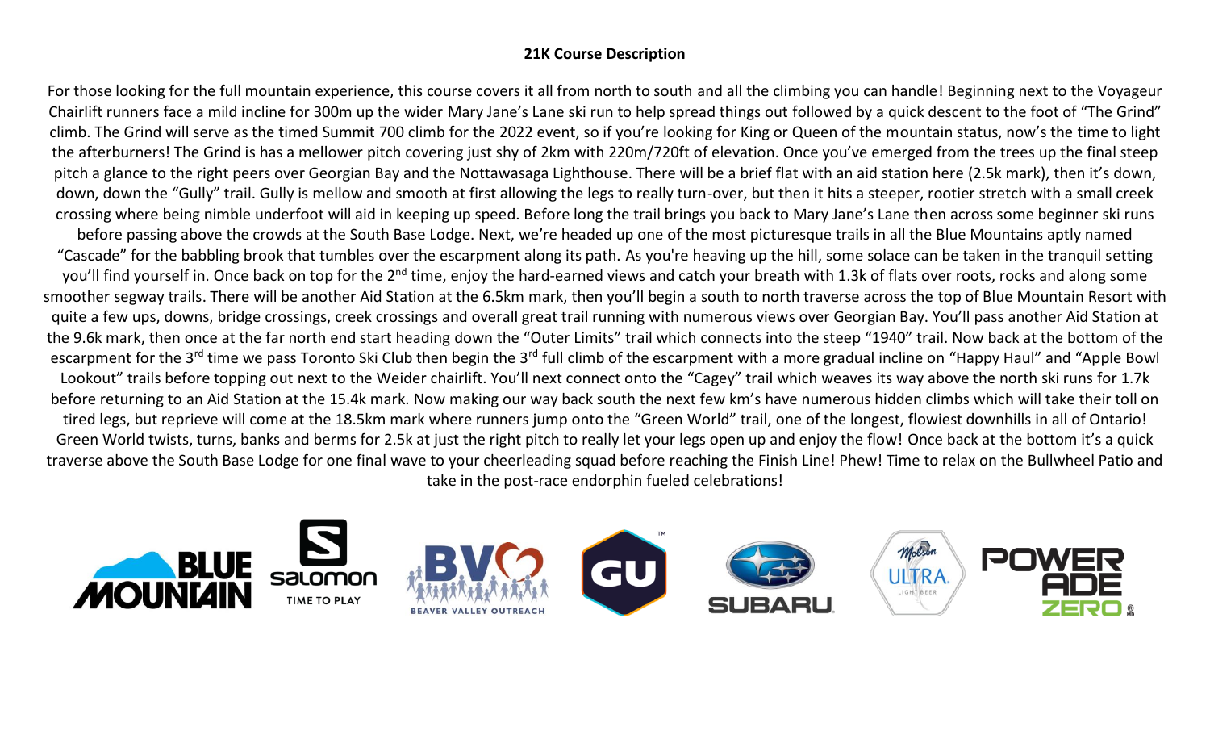**21K Course Description**

For those looking for the full mountain experience, this course covers it all from north to south and all the climbing you can handle! Beginning next to the Voyageur Chairlift runners face a mild incline for 300m up the wider Mary Jane's Lane ski run to help spread things out followed by a quick descent to the foot of "The Grind" climb. The Grind will serve as the timed Summit 700 climb for the 2022 event, so if you're looking for King or Queen of the mountain status, now's the time to light the afterburners! The Grind is has a mellower pitch covering just shy of 2km with 220m/720ft of elevation. Once you've emerged from the trees up the final steep pitch a glance to the right peers over Georgian Bay and the Nottawasaga Lighthouse. There will be a brief flat with an aid station here (2.5k mark), then it's down, down, down the "Gully" trail. Gully is mellow and smooth at first allowing the legs to really turn-over, but then it hits a steeper, rootier stretch with a small creek crossing where being nimble underfoot will aid in keeping up speed. Before long the trail brings you back to Mary Jane's Lane then across some beginner ski runs before passing above the crowds at the South Base Lodge. Next, we're headed up one of the most picturesque trails in all the Blue Mountains aptly named "Cascade" for the babbling brook that tumbles over the escarpment along its path. As you're heaving up the hill, some solace can be taken in the tranquil setting you'll find yourself in. Once back on top for the 2nd time, enjoy the hard-earned views and catch your breath with 1.3k of flats over roots, rocks and along some smoother segway trails. There will be another Aid Station at the 6.5km mark, then you'll begin a south to north traverse across the top of Blue Mountain Resort with quite a few ups, downs, bridge crossings, creek crossings and overall great trail running with numerous views over Georgian Bay. You'll pass another Aid Station at the 9.6k mark, then once at the far north end start heading down the "Outer Limits" trail which connects into the steep "1940" trail. Now back at the bottom of the escarpment for the 3rd time we pass Toronto Ski Club then begin the 3rd full climb of the escarpment with a more gradual incline on "Happy Haul" and "Apple Bowl Lookout" trails before topping out next to the Weider chairlift. You'll next connect onto the "Cagey" trail which weaves its way above the north ski runs for 1.7k before returning to an Aid Station at the 15.4k mark. Now making our way back south the next few km's have numerous hidden climbs which will take their toll on tired legs, but reprieve will come at the 18.5km mark where runners jump onto the "Green World" trail, one of the longest, flowiest downhills in all of Ontario! Green World twists, turns, banks and berms for 2.5k at just the right pitch to really let your legs open up and enjoy the flow! Once back at the bottom it's a quick traverse above the South Base Lodge for one final wave to your cheerleading squad before reaching the Finish Line! Phew! Time to relax on the Bullwheel Patio and take in the post-race endorphin fueled celebrations!